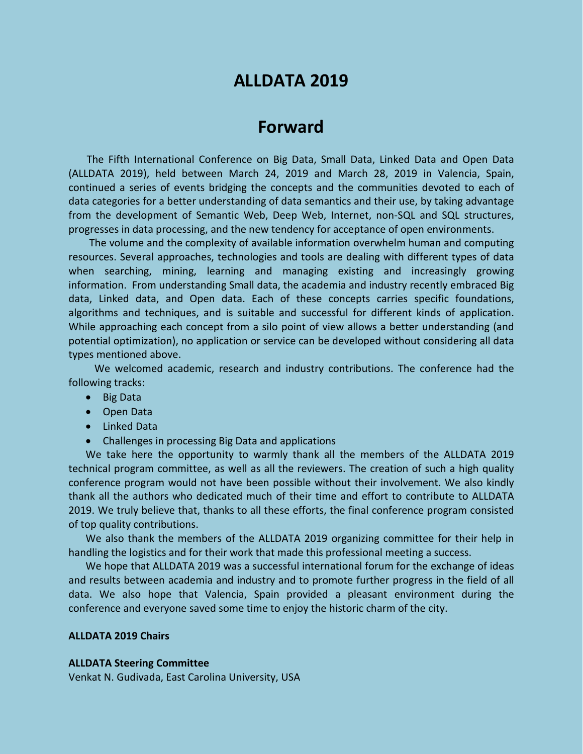# ALLDATA 2019

## Forward

The Fifth International Conference on Big Data, Small Data, Linked Data and Open Data (ALLDATA 2019), held between March 24, 2019 and March 28, 2019 in Valencia, Spain, continued a series of events bridging the concepts and the communities devoted to each of data categories for a better understanding of data semantics and their use, by taking advantage from the development of Semantic Web, Deep Web, Internet, non-SQL and SQL structures, progresses in data processing, and the new tendency for acceptance of open environments.

The volume and the complexity of available information overwhelm human and computing resources. Several approaches, technologies and tools are dealing with different types of data when searching, mining, learning and managing existing and increasingly growing information. From understanding Small data, the academia and industry recently embraced Big data, Linked data, and Open data. Each of these concepts carries specific foundations, algorithms and techniques, and is suitable and successful for different kinds of application. While approaching each concept from a silo point of view allows a better understanding (and potential optimization), no application or service can be developed without considering all data types mentioned above.

We welcomed academic, research and industry contributions. The conference had the following tracks:

- Big Data
- Open Data
- Linked Data
- Challenges in processing Big Data and applications

We take here the opportunity to warmly thank all the members of the ALLDATA 2019 technical program committee, as well as all the reviewers. The creation of such a high quality conference program would not have been possible without their involvement. We also kindly thank all the authors who dedicated much of their time and effort to contribute to ALLDATA 2019. We truly believe that, thanks to all these efforts, the final conference program consisted of top quality contributions.

We also thank the members of the ALLDATA 2019 organizing committee for their help in handling the logistics and for their work that made this professional meeting a success.

We hope that ALLDATA 2019 was a successful international forum for the exchange of ideas and results between academia and industry and to promote further progress in the field of all data. We also hope that Valencia, Spain provided a pleasant environment during the conference and everyone saved some time to enjoy the historic charm of the city.

**ALLDATA 2019 Chairs**

**ALLDATA Steering Committee**
Venkat N. Gudivada, East Carolina University, USA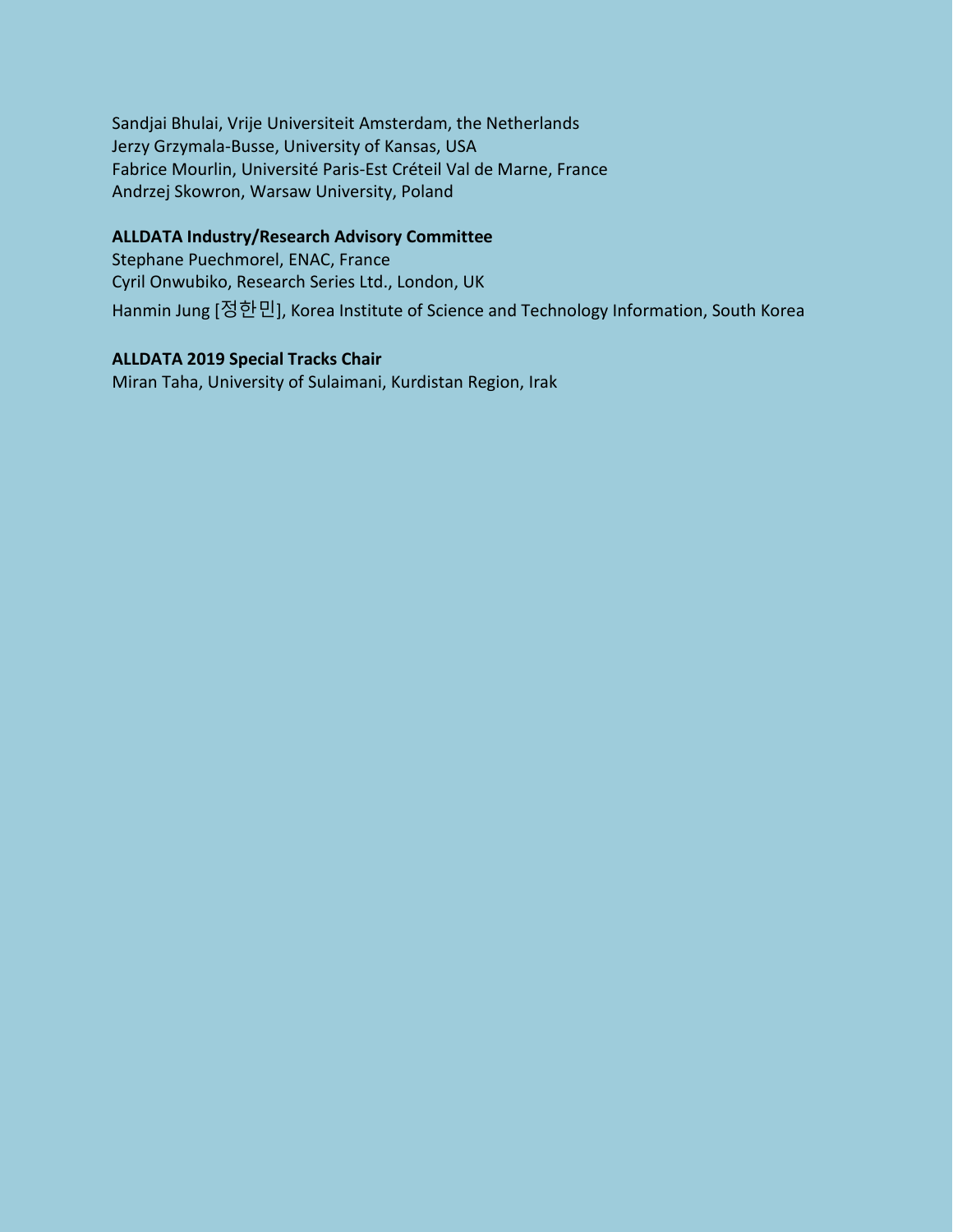Sandjai Bhulai, Vrije Universiteit Amsterdam, the Netherlands
Jerzy Grzymala-Busse, University of Kansas, USA
Fabrice Mourlin, Université Paris-Est Créteil Val de Marne, France
Andrzej Skowron, Warsaw University, Poland

**ALLDATA Industry/Research Advisory Committee**

Stephane Puechmorel, ENAC, France
Cyril Onwubiko, Research Series Ltd., London, UK
Hanmin Jung [정한민], Korea Institute of Science and Technology Information, South Korea

**ALLDATA 2019 Special Tracks Chair**

Miran Taha, University of Sulaimani, Kurdistan Region, Irak